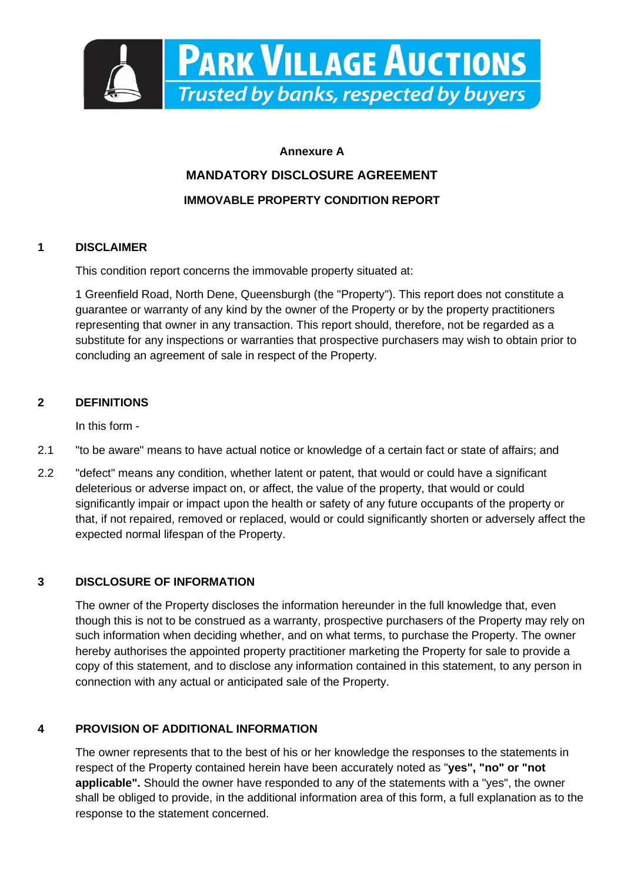**PARK VILLAGE AUCTIONS**

*Trusted by banks, respected by buyers*

**Annexure A**

## MANDATORY DISCLOSURE AGREEMENT

### IMMOVABLE PROPERTY CONDITION REPORT

**1 DISCLAIMER**

This condition report concerns the immovable property situated at:

1 Greenfield Road, North Dene, Queensburgh (the "Property"). This report does not constitute a guarantee or warranty of any kind by the owner of the Property or by the property practitioners representing that owner in any transaction. This report should, therefore, not be regarded as a substitute for any inspections or warranties that prospective purchasers may wish to obtain prior to concluding an agreement of sale in respect of the Property.

**2 DEFINITIONS**

In this form -

2.1 "to be aware" means to have actual notice or knowledge of a certain fact or state of affairs; and

2.2 "defect" means any condition, whether latent or patent, that would or could have a significant deleterious or adverse impact on, or affect, the value of the property, that would or could significantly impair or impact upon the health or safety of any future occupants of the property or that, if not repaired, removed or replaced, would or could significantly shorten or adversely affect the expected normal lifespan of the Property.

**3 DISCLOSURE OF INFORMATION**

The owner of the Property discloses the information hereunder in the full knowledge that, even though this is not to be construed as a warranty, prospective purchasers of the Property may rely on such information when deciding whether, and on what terms, to purchase the Property. The owner hereby authorises the appointed property practitioner marketing the Property for sale to provide a copy of this statement, and to disclose any information contained in this statement, to any person in connection with any actual or anticipated sale of the Property.

**4 PROVISION OF ADDITIONAL INFORMATION**

The owner represents that to the best of his or her knowledge the responses to the statements in respect of the Property contained herein have been accurately noted as "**yes", "no" or "not applicable".** Should the owner have responded to any of the statements with a "yes", the owner shall be obliged to provide, in the additional information area of this form, a full explanation as to the response to the statement concerned.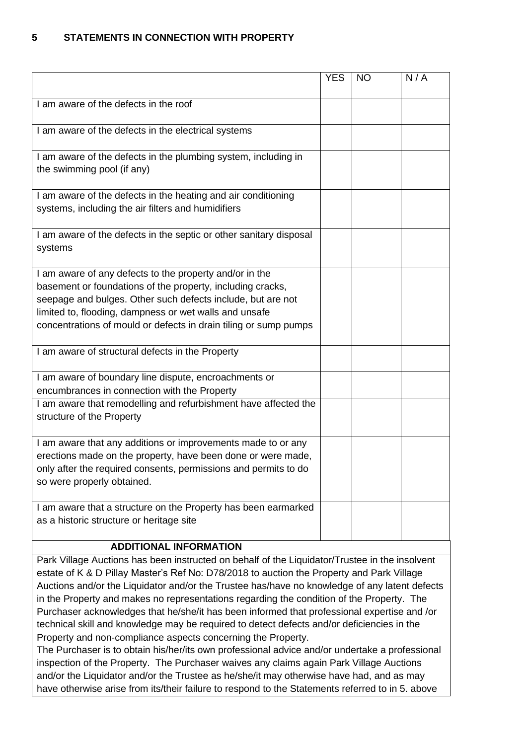## 5 STATEMENTS IN CONNECTION WITH PROPERTY

| | YES | NO | N / A |
|---|---|---|---|
| I am aware of the defects in the roof | | | |
| I am aware of the defects in the electrical systems | | | |
| I am aware of the defects in the plumbing system, including in the swimming pool (if any) | | | |
| I am aware of the defects in the heating and air conditioning systems, including the air filters and humidifiers | | | |
| I am aware of the defects in the septic or other sanitary disposal systems | | | |
| I am aware of any defects to the property and/or in the basement or foundations of the property, including cracks, seepage and bulges. Other such defects include, but are not limited to, flooding, dampness or wet walls and unsafe concentrations of mould or defects in drain tiling or sump pumps | | | |
| I am aware of structural defects in the Property | | | |
| I am aware of boundary line dispute, encroachments or encumbrances in connection with the Property | | | |
| I am aware that remodelling and refurbishment have affected the structure of the Property | | | |
| I am aware that any additions or improvements made to or any erections made on the property, have been done or were made, only after the required consents, permissions and permits to do so were properly obtained. | | | |
| I am aware that a structure on the Property has been earmarked as a historic structure or heritage site | | | |

**ADDITIONAL INFORMATION**

Park Village Auctions has been instructed on behalf of the Liquidator/Trustee in the insolvent estate of K & D Pillay Master's Ref No: D78/2018 to auction the Property and Park Village Auctions and/or the Liquidator and/or the Trustee has/have no knowledge of any latent defects in the Property and makes no representations regarding the condition of the Property. The Purchaser acknowledges that he/she/it has been informed that professional expertise and /or technical skill and knowledge may be required to detect defects and/or deficiencies in the Property and non-compliance aspects concerning the Property.

The Purchaser is to obtain his/her/its own professional advice and/or undertake a professional inspection of the Property. The Purchaser waives any claims again Park Village Auctions and/or the Liquidator and/or the Trustee as he/she/it may otherwise have had, and as may have otherwise arise from its/their failure to respond to the Statements referred to in 5. above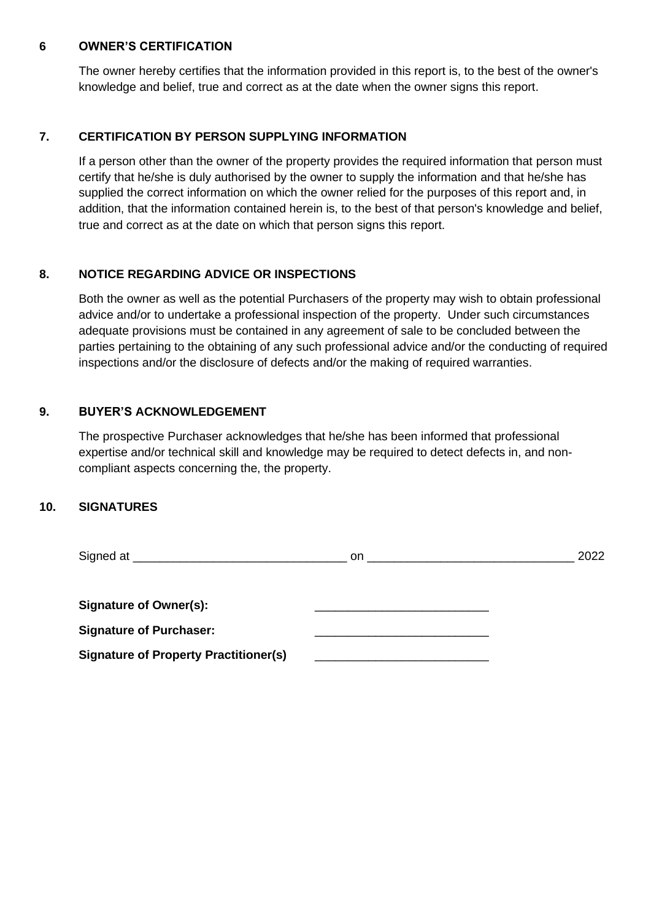## 6 OWNER'S CERTIFICATION

The owner hereby certifies that the information provided in this report is, to the best of the owner's knowledge and belief, true and correct as at the date when the owner signs this report.

## 7. CERTIFICATION BY PERSON SUPPLYING INFORMATION

If a person other than the owner of the property provides the required information that person must certify that he/she is duly authorised by the owner to supply the information and that he/she has supplied the correct information on which the owner relied for the purposes of this report and, in addition, that the information contained herein is, to the best of that person's knowledge and belief, true and correct as at the date on which that person signs this report.

## 8. NOTICE REGARDING ADVICE OR INSPECTIONS

Both the owner as well as the potential Purchasers of the property may wish to obtain professional advice and/or to undertake a professional inspection of the property. Under such circumstances adequate provisions must be contained in any agreement of sale to be concluded between the parties pertaining to the obtaining of any such professional advice and/or the conducting of required inspections and/or the disclosure of defects and/or the making of required warranties.

## 9. BUYER'S ACKNOWLEDGEMENT

The prospective Purchaser acknowledges that he/she has been informed that professional expertise and/or technical skill and knowledge may be required to detect defects in, and non-compliant aspects concerning the, the property.

## 10. SIGNATURES

Signed at ________________________________ on _______________________________ 2022

**Signature of Owner(s):** __________________________

**Signature of Purchaser:** __________________________

**Signature of Property Practitioner(s)** __________________________